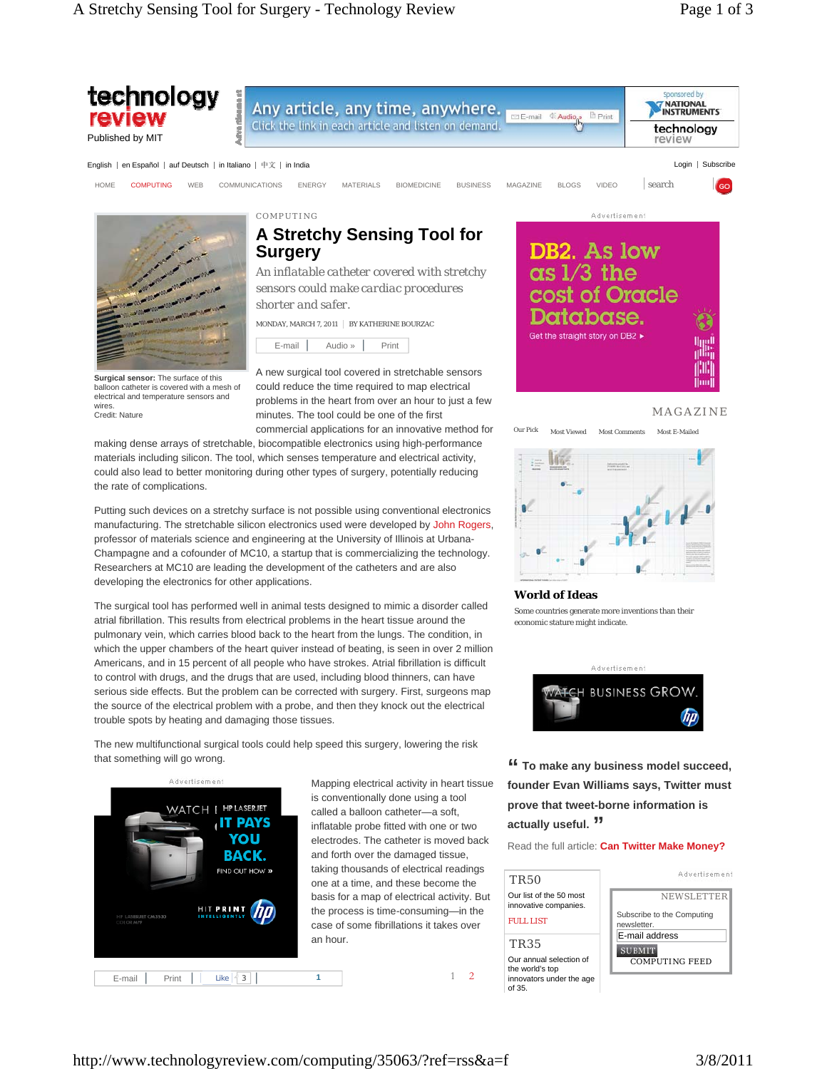COMPUTING

# A Stretchy Sensing Tool for Surgery

*An inflatable catheter covered with stretchy sensors could make cardiac procedures shorter and safer.*

MONDAY, MARCH 7, 2011 | BY KATHERINE BOURZAC

**Surgical sensor:** The surface of this balloon catheter is covered with a mesh of electrical and temperature sensors and wires.
Credit: Nature

A new surgical tool covered in stretchable sensors could reduce the time required to map electrical problems in the heart from over an hour to just a few minutes. The tool could be the one of the first commercial applications for an innovative method for making dense arrays of stretchable, biocompatible electronics using high-performance materials including silicon. The tool, which senses temperature and electrical activity, could also lead to better monitoring during other types of surgery, potentially reducing the rate of complications.

Putting such devices on a stretchy surface is not possible using conventional electronics manufacturing. The stretchable silicon electronics used were developed by John Rogers, professor of materials science and engineering at the University of Illinois at Urbana-Champagne and a cofounder of MC10, a startup that is commercializing the technology. Researchers at MC10 are leading the development of the catheters and are also developing the electronics for other applications.

The surgical tool has performed well in animal tests designed to mimic a disorder called atrial fibrillation. This results from electrical problems in the heart tissue around the pulmonary vein, which carries blood back to the heart from the lungs. The condition, in which the upper chambers of the heart quiver instead of beating, is seen in over 2 million Americans, and in 15 percent of all people who have strokes. Atrial fibrillation is difficult to control with drugs, and the drugs that are used, including blood thinners, can have serious side effects. But the problem can be corrected with surgery. First, surgeons map the source of the electrical problem with a probe, and then they knock out the electrical trouble spots by heating and damaging those tissues.

The new multifunctional surgical tools could help speed this surgery, lowering the risk that something will go wrong.

Mapping electrical activity in heart tissue is conventionally done using a tool called a balloon catheter—a soft, inflatable probe fitted with one or two electrodes. The catheter is moved back and forth over the damaged tissue, taking thousands of electrical readings one at a time, and these become the basis for a map of electrical activity. But the process is time-consuming—in the case of some fibrillations it takes over an hour.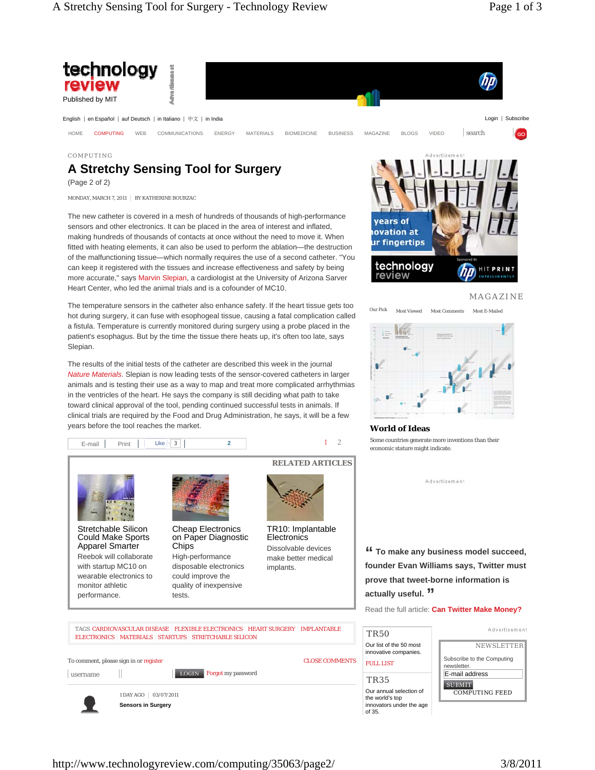technology review
Published by MIT

English | en Español | auf Deutsch | in Italiano | 中文 | in India

Login | Subscribe

HOME COMPUTING WEB COMMUNICATIONS ENERGY MATERIALS BIOMEDICINE BUSINESS MAGAZINE BLOGS VIDEO

COMPUTING

# A Stretchy Sensing Tool for Surgery

(Page 2 of 2)

MONDAY, MARCH 7, 2011 | BY KATHERINE BOURZAC

The new catheter is covered in a mesh of hundreds of thousands of high-performance sensors and other electronics. It can be placed in the area of interest and inflated, making hundreds of thousands of contacts at once without the need to move it. When fitted with heating elements, it can also be used to perform the ablation—the destruction of the malfunctioning tissue—which normally requires the use of a second catheter. "You can keep it registered with the tissues and increase effectiveness and safety by being more accurate," says Marvin Slepian, a cardiologist at the University of Arizona Sarver Heart Center, who led the animal trials and is a cofounder of MC10.

The temperature sensors in the catheter also enhance safety. If the heart tissue gets too hot during surgery, it can fuse with esophageal tissue, causing a fatal complication called a fistula. Temperature is currently monitored during surgery using a probe placed in the patient's esophagus. But by the time the tissue there heats up, it's often too late, says Slepian.

The results of the initial tests of the catheter are described this week in the journal *Nature Materials*. Slepian is now leading tests of the sensor-covered catheters in larger animals and is testing their use as a way to map and treat more complicated arrhythmias in the ventricles of the heart. He says the company is still deciding what path to take toward clinical approval of the tool, pending continued successful tests in animals. If clinical trials are required by the Food and Drug Administration, he says, it will be a few years before the tool reaches the market.

E-mail | Print | Like 3 | 2

1 2

## RELATED ARTICLES

**Stretchable Silicon Could Make Sports Apparel Smarter**
Reebok will collaborate with startup MC10 on wearable electronics to monitor athletic performance.

**Cheap Electronics on Paper Diagnostic Chips**
High-performance disposable electronics could improve the quality of inexpensive tests.

**TR10: Implantable Electronics**
Dissolvable devices make better medical implants.

TAGS CARDIOVASCULAR DISEASE | FLEXIBLE ELECTRONICS | HEART SURGERY | IMPLANTABLE ELECTRONICS | MATERIALS | STARTUPS | STRETCHABLE SILICON

To comment, please sign in or register

CLOSE COMMENTS

username | LOGIN Forgot my password

1 DAY AGO | 03/07/2011
**Sensors in Surgery**

MAGAZINE

Our Pick | Most Viewed | Most Comments | Most E-Mailed

**World of Ideas**

Some countries generate more inventions than their economic stature might indicate.

**"To make any business model succeed, founder Evan Williams says, Twitter must prove that tweet-borne information is actually useful."**

Read the full article: **Can Twitter Make Money?**

TR50
Our list of the 50 most innovative companies.
FULL LIST

TR35
Our annual selection of the world's top innovators under the age of 35.

NEWSLETTER
Subscribe to the Computing newsletter.
E-mail address
SUBMIT
COMPUTING FEED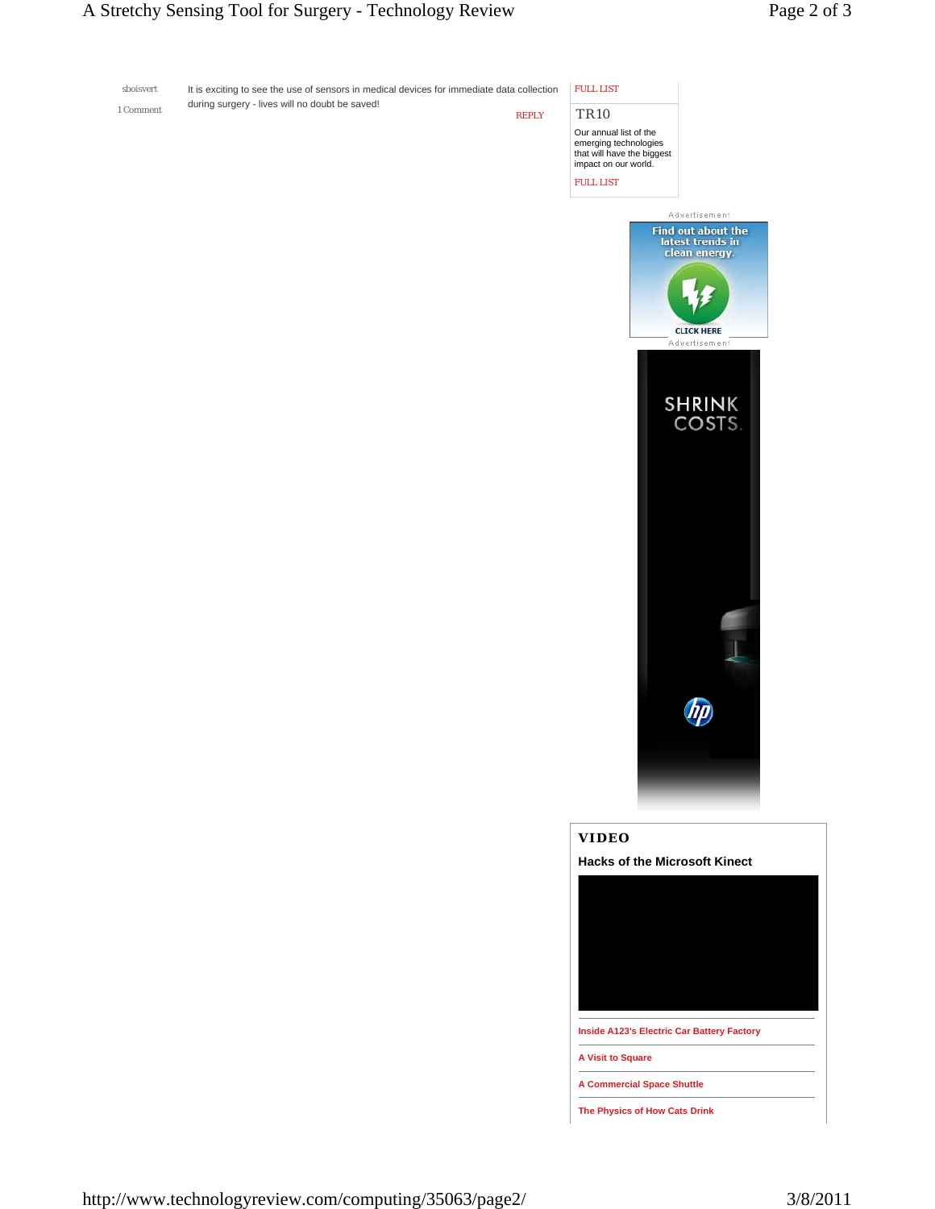sboisvert

1 Comment

It is exciting to see the use of sensors in medical devices for immediate data collection during surgery - lives will no doubt be saved!

REPLY

FULL LIST

TR10

Our annual list of the emerging technologies that will have the biggest impact on our world.

FULL LIST

Advertisement

Find out about the latest trends in clean energy.

CLICK HERE

Advertisement

SHRINK COSTS.

## VIDEO

**Hacks of the Microsoft Kinect**

**Inside A123's Electric Car Battery Factory**

**A Visit to Square**

**A Commercial Space Shuttle**

**The Physics of How Cats Drink**